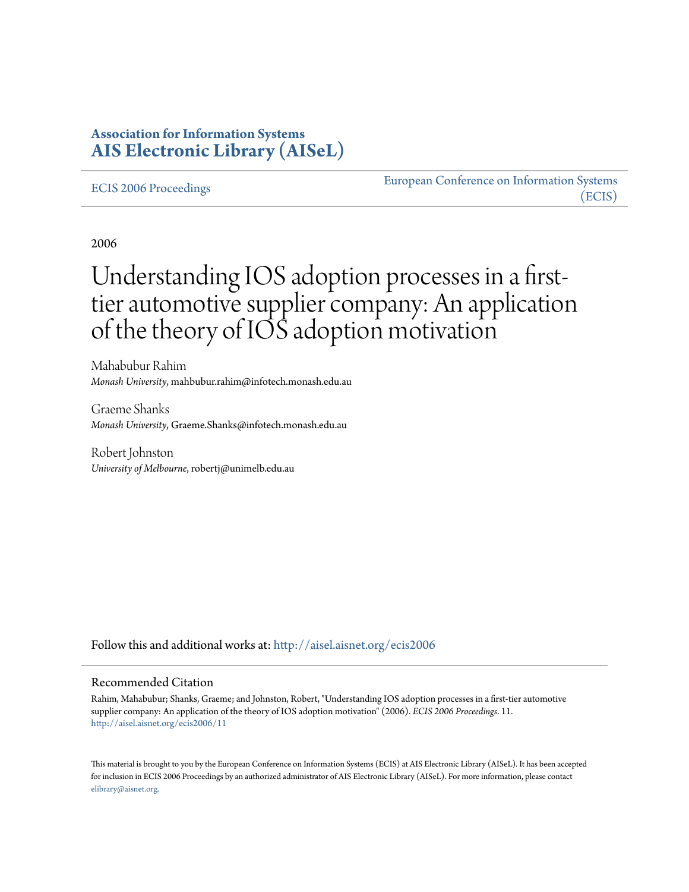**Association for Information Systems**
**AIS Electronic Library (AISeL)**

ECIS 2006 Proceedings

European Conference on Information Systems (ECIS)

2006

# Understanding IOS adoption processes in a first-tier automotive supplier company: An application of the theory of IOS adoption motivation

Mahabubur Rahim
*Monash University*, mahbubur.rahim@infotech.monash.edu.au

Graeme Shanks
*Monash University*, Graeme.Shanks@infotech.monash.edu.au

Robert Johnston
*University of Melbourne*, robertj@unimelb.edu.au

Follow this and additional works at: http://aisel.aisnet.org/ecis2006

## Recommended Citation

Rahim, Mahabubur; Shanks, Graeme; and Johnston, Robert, "Understanding IOS adoption processes in a first-tier automotive supplier company: An application of the theory of IOS adoption motivation" (2006). *ECIS 2006 Proceedings*. 11.
http://aisel.aisnet.org/ecis2006/11

This material is brought to you by the European Conference on Information Systems (ECIS) at AIS Electronic Library (AISeL). It has been accepted for inclusion in ECIS 2006 Proceedings by an authorized administrator of AIS Electronic Library (AISeL). For more information, please contact elibrary@aisnet.org.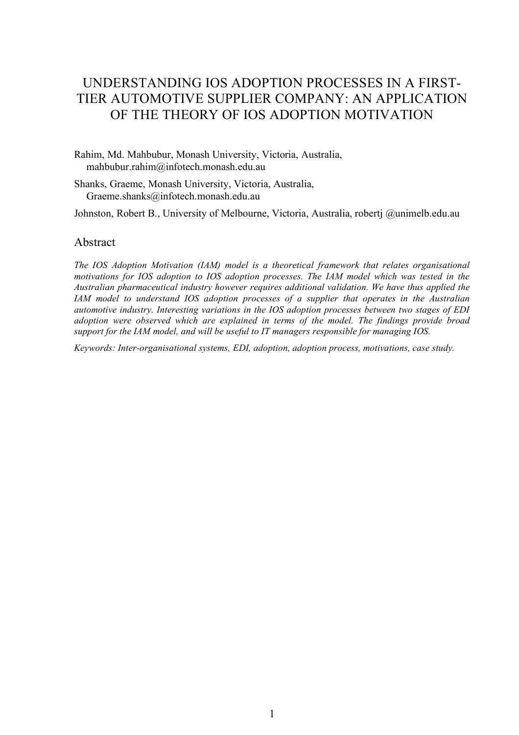# UNDERSTANDING IOS ADOPTION PROCESSES IN A FIRST-TIER AUTOMOTIVE SUPPLIER COMPANY: AN APPLICATION OF THE THEORY OF IOS ADOPTION MOTIVATION

Rahim, Md. Mahbubur, Monash University, Victoria, Australia, mahbubur.rahim@infotech.monash.edu.au

Shanks, Graeme, Monash University, Victoria, Australia, Graeme.shanks@infotech.monash.edu.au

Johnston, Robert B., University of Melbourne, Victoria, Australia, robertj @unimelb.edu.au

## Abstract

*The IOS Adoption Motivation (IAM) model is a theoretical framework that relates organisational motivations for IOS adoption to IOS adoption processes. The IAM model which was tested in the Australian pharmaceutical industry however requires additional validation. We have thus applied the IAM model to understand IOS adoption processes of a supplier that operates in the Australian automotive industry. Interesting variations in the IOS adoption processes between two stages of EDI adoption were observed which are explained in terms of the model. The findings provide broad support for the IAM model, and will be useful to IT managers responsible for managing IOS.*

*Keywords: Inter-organisational systems, EDI, adoption, adoption process, motivations, case study.*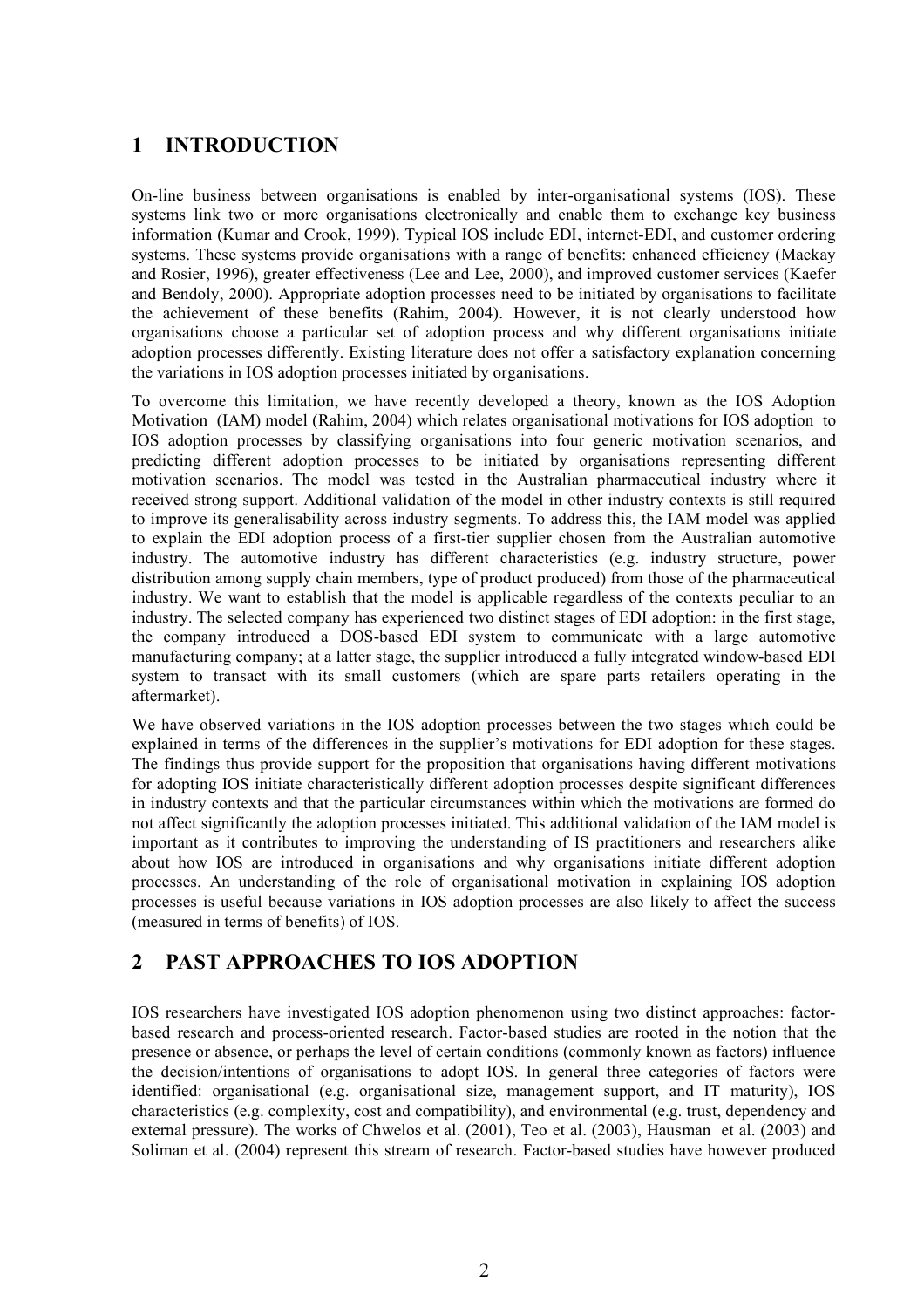# 1 INTRODUCTION

On-line business between organisations is enabled by inter-organisational systems (IOS). These systems link two or more organisations electronically and enable them to exchange key business information (Kumar and Crook, 1999). Typical IOS include EDI, internet-EDI, and customer ordering systems. These systems provide organisations with a range of benefits: enhanced efficiency (Mackay and Rosier, 1996), greater effectiveness (Lee and Lee, 2000), and improved customer services (Kaefer and Bendoly, 2000). Appropriate adoption processes need to be initiated by organisations to facilitate the achievement of these benefits (Rahim, 2004). However, it is not clearly understood how organisations choose a particular set of adoption process and why different organisations initiate adoption processes differently. Existing literature does not offer a satisfactory explanation concerning the variations in IOS adoption processes initiated by organisations.

To overcome this limitation, we have recently developed a theory, known as the IOS Adoption Motivation (IAM) model (Rahim, 2004) which relates organisational motivations for IOS adoption to IOS adoption processes by classifying organisations into four generic motivation scenarios, and predicting different adoption processes to be initiated by organisations representing different motivation scenarios. The model was tested in the Australian pharmaceutical industry where it received strong support. Additional validation of the model in other industry contexts is still required to improve its generalisability across industry segments. To address this, the IAM model was applied to explain the EDI adoption process of a first-tier supplier chosen from the Australian automotive industry. The automotive industry has different characteristics (e.g. industry structure, power distribution among supply chain members, type of product produced) from those of the pharmaceutical industry. We want to establish that the model is applicable regardless of the contexts peculiar to an industry. The selected company has experienced two distinct stages of EDI adoption: in the first stage, the company introduced a DOS-based EDI system to communicate with a large automotive manufacturing company; at a latter stage, the supplier introduced a fully integrated window-based EDI system to transact with its small customers (which are spare parts retailers operating in the aftermarket).

We have observed variations in the IOS adoption processes between the two stages which could be explained in terms of the differences in the supplier's motivations for EDI adoption for these stages. The findings thus provide support for the proposition that organisations having different motivations for adopting IOS initiate characteristically different adoption processes despite significant differences in industry contexts and that the particular circumstances within which the motivations are formed do not affect significantly the adoption processes initiated. This additional validation of the IAM model is important as it contributes to improving the understanding of IS practitioners and researchers alike about how IOS are introduced in organisations and why organisations initiate different adoption processes. An understanding of the role of organisational motivation in explaining IOS adoption processes is useful because variations in IOS adoption processes are also likely to affect the success (measured in terms of benefits) of IOS.

# 2 PAST APPROACHES TO IOS ADOPTION

IOS researchers have investigated IOS adoption phenomenon using two distinct approaches: factor-based research and process-oriented research. Factor-based studies are rooted in the notion that the presence or absence, or perhaps the level of certain conditions (commonly known as factors) influence the decision/intentions of organisations to adopt IOS. In general three categories of factors were identified: organisational (e.g. organisational size, management support, and IT maturity), IOS characteristics (e.g. complexity, cost and compatibility), and environmental (e.g. trust, dependency and external pressure). The works of Chwelos et al. (2001), Teo et al. (2003), Hausman et al. (2003) and Soliman et al. (2004) represent this stream of research. Factor-based studies have however produced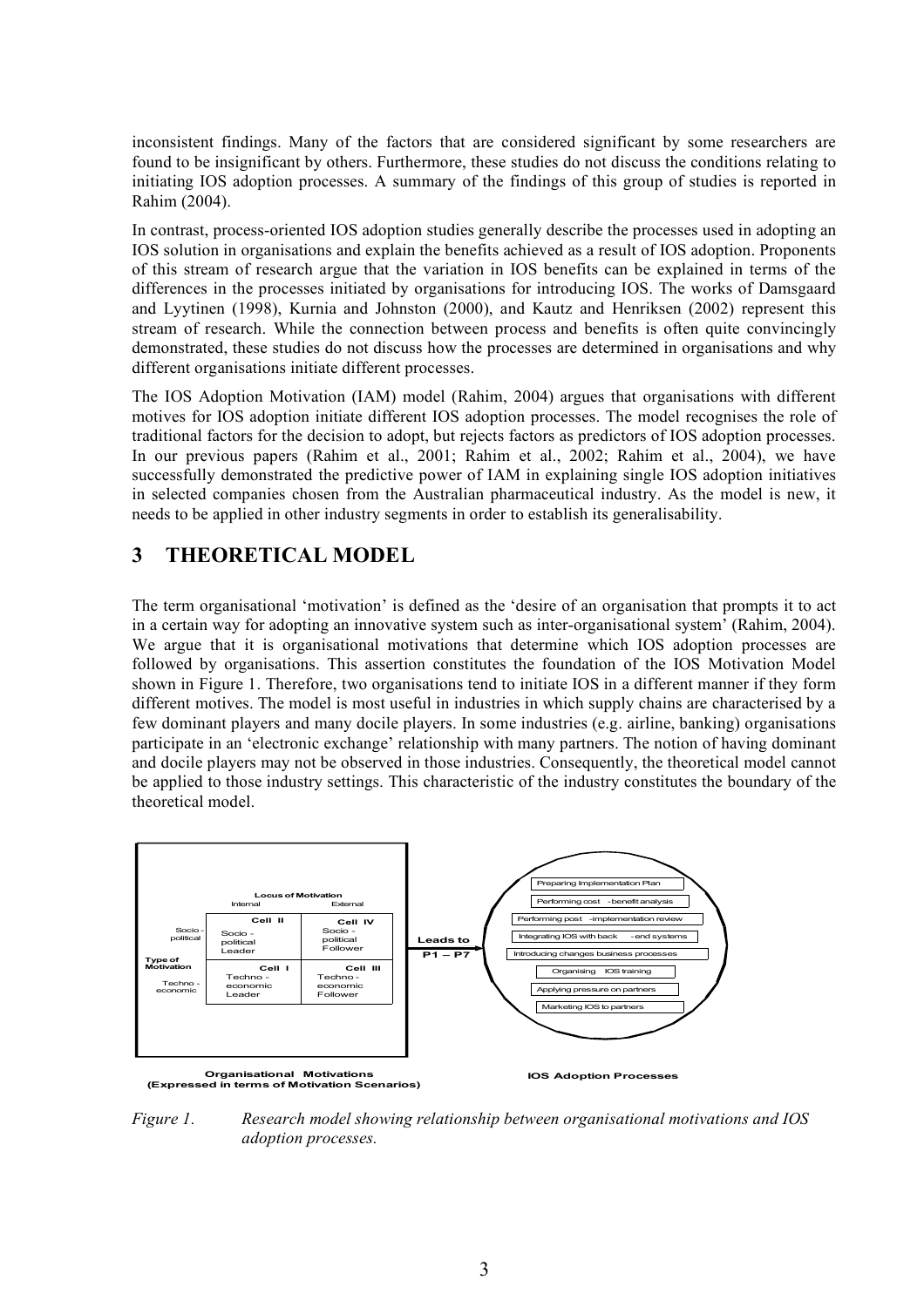inconsistent findings. Many of the factors that are considered significant by some researchers are found to be insignificant by others. Furthermore, these studies do not discuss the conditions relating to initiating IOS adoption processes. A summary of the findings of this group of studies is reported in Rahim (2004).

In contrast, process-oriented IOS adoption studies generally describe the processes used in adopting an IOS solution in organisations and explain the benefits achieved as a result of IOS adoption. Proponents of this stream of research argue that the variation in IOS benefits can be explained in terms of the differences in the processes initiated by organisations for introducing IOS. The works of Damsgaard and Lyytinen (1998), Kurnia and Johnston (2000), and Kautz and Henriksen (2002) represent this stream of research. While the connection between process and benefits is often quite convincingly demonstrated, these studies do not discuss how the processes are determined in organisations and why different organisations initiate different processes.

The IOS Adoption Motivation (IAM) model (Rahim, 2004) argues that organisations with different motives for IOS adoption initiate different IOS adoption processes. The model recognises the role of traditional factors for the decision to adopt, but rejects factors as predictors of IOS adoption processes. In our previous papers (Rahim et al., 2001; Rahim et al., 2002; Rahim et al., 2004), we have successfully demonstrated the predictive power of IAM in explaining single IOS adoption initiatives in selected companies chosen from the Australian pharmaceutical industry. As the model is new, it needs to be applied in other industry segments in order to establish its generalisability.

# 3 THEORETICAL MODEL

The term organisational 'motivation' is defined as the 'desire of an organisation that prompts it to act in a certain way for adopting an innovative system such as inter-organisational system' (Rahim, 2004). We argue that it is organisational motivations that determine which IOS adoption processes are followed by organisations. This assertion constitutes the foundation of the IOS Motivation Model shown in Figure 1. Therefore, two organisations tend to initiate IOS in a different manner if they form different motives. The model is most useful in industries in which supply chains are characterised by a few dominant players and many docile players. In some industries (e.g. airline, banking) organisations participate in an 'electronic exchange' relationship with many partners. The notion of having dominant and docile players may not be observed in those industries. Consequently, the theoretical model cannot be applied to those industry settings. This characteristic of the industry constitutes the boundary of the theoretical model.

*Figure 1. Research model showing relationship between organisational motivations and IOS adoption processes.*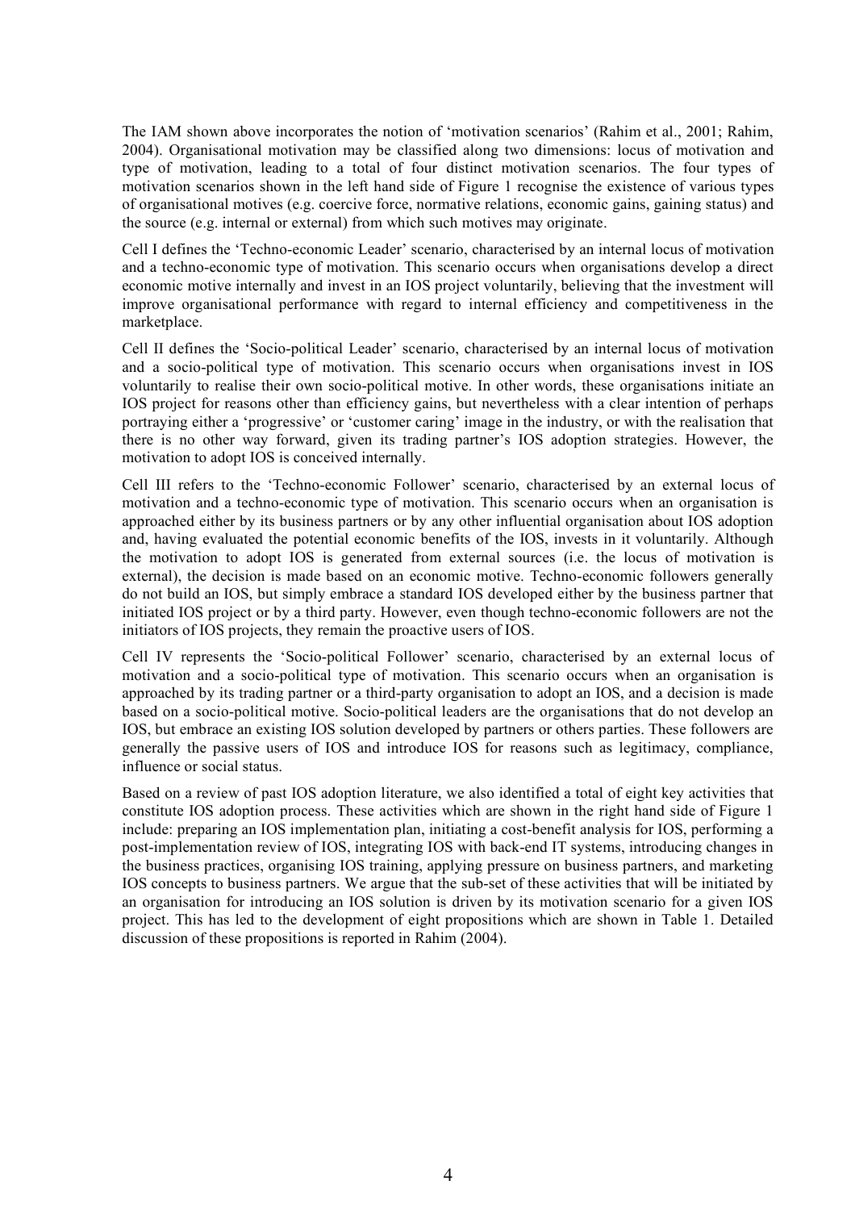The IAM shown above incorporates the notion of 'motivation scenarios' (Rahim et al., 2001; Rahim, 2004). Organisational motivation may be classified along two dimensions: locus of motivation and type of motivation, leading to a total of four distinct motivation scenarios. The four types of motivation scenarios shown in the left hand side of Figure 1 recognise the existence of various types of organisational motives (e.g. coercive force, normative relations, economic gains, gaining status) and the source (e.g. internal or external) from which such motives may originate.

Cell I defines the 'Techno-economic Leader' scenario, characterised by an internal locus of motivation and a techno-economic type of motivation. This scenario occurs when organisations develop a direct economic motive internally and invest in an IOS project voluntarily, believing that the investment will improve organisational performance with regard to internal efficiency and competitiveness in the marketplace.

Cell II defines the 'Socio-political Leader' scenario, characterised by an internal locus of motivation and a socio-political type of motivation. This scenario occurs when organisations invest in IOS voluntarily to realise their own socio-political motive. In other words, these organisations initiate an IOS project for reasons other than efficiency gains, but nevertheless with a clear intention of perhaps portraying either a 'progressive' or 'customer caring' image in the industry, or with the realisation that there is no other way forward, given its trading partner's IOS adoption strategies. However, the motivation to adopt IOS is conceived internally.

Cell III refers to the 'Techno-economic Follower' scenario, characterised by an external locus of motivation and a techno-economic type of motivation. This scenario occurs when an organisation is approached either by its business partners or by any other influential organisation about IOS adoption and, having evaluated the potential economic benefits of the IOS, invests in it voluntarily. Although the motivation to adopt IOS is generated from external sources (i.e. the locus of motivation is external), the decision is made based on an economic motive. Techno-economic followers generally do not build an IOS, but simply embrace a standard IOS developed either by the business partner that initiated IOS project or by a third party. However, even though techno-economic followers are not the initiators of IOS projects, they remain the proactive users of IOS.

Cell IV represents the 'Socio-political Follower' scenario, characterised by an external locus of motivation and a socio-political type of motivation. This scenario occurs when an organisation is approached by its trading partner or a third-party organisation to adopt an IOS, and a decision is made based on a socio-political motive. Socio-political leaders are the organisations that do not develop an IOS, but embrace an existing IOS solution developed by partners or others parties. These followers are generally the passive users of IOS and introduce IOS for reasons such as legitimacy, compliance, influence or social status.

Based on a review of past IOS adoption literature, we also identified a total of eight key activities that constitute IOS adoption process. These activities which are shown in the right hand side of Figure 1 include: preparing an IOS implementation plan, initiating a cost-benefit analysis for IOS, performing a post-implementation review of IOS, integrating IOS with back-end IT systems, introducing changes in the business practices, organising IOS training, applying pressure on business partners, and marketing IOS concepts to business partners. We argue that the sub-set of these activities that will be initiated by an organisation for introducing an IOS solution is driven by its motivation scenario for a given IOS project. This has led to the development of eight propositions which are shown in Table 1. Detailed discussion of these propositions is reported in Rahim (2004).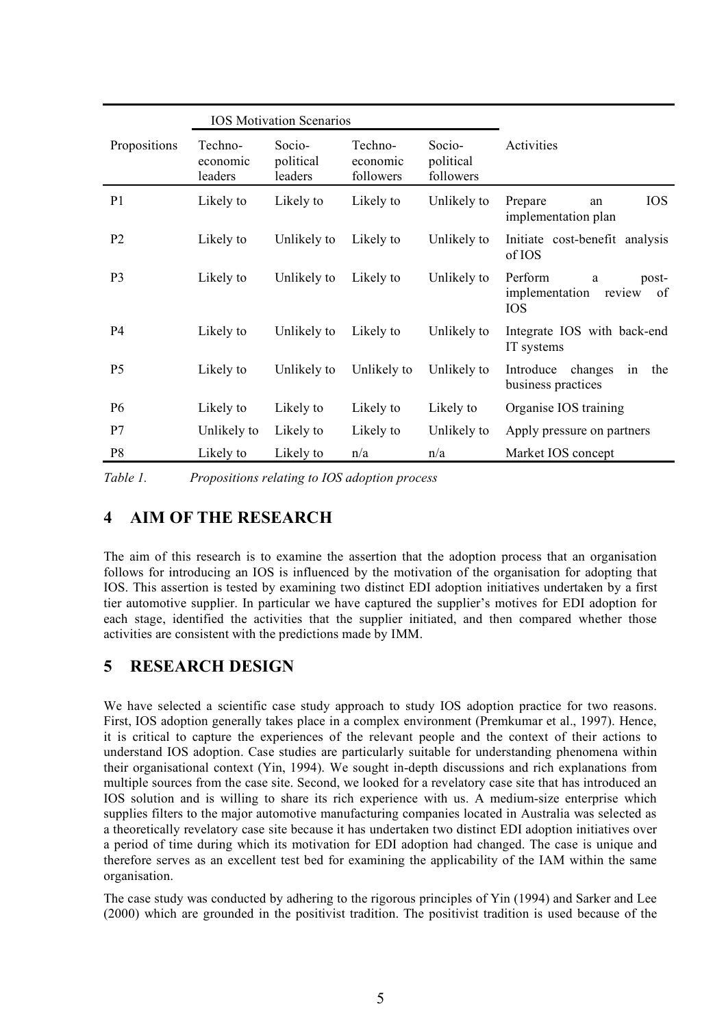| Propositions | IOS Motivation Scenarios | | | | Activities |
|---|---|---|---|---|---|
| | Techno-economic leaders | Socio-political leaders | Techno-economic followers | Socio-political followers | |
| P1 | Likely to | Likely to | Likely to | Unlikely to | Prepare an IOS implementation plan |
| P2 | Likely to | Unlikely to | Likely to | Unlikely to | Initiate cost-benefit analysis of IOS |
| P3 | Likely to | Unlikely to | Likely to | Unlikely to | Perform a post-implementation review of IOS |
| P4 | Likely to | Unlikely to | Likely to | Unlikely to | Integrate IOS with back-end IT systems |
| P5 | Likely to | Unlikely to | Unlikely to | Unlikely to | Introduce changes in the business practices |
| P6 | Likely to | Likely to | Likely to | Likely to | Organise IOS training |
| P7 | Unlikely to | Likely to | Likely to | Unlikely to | Apply pressure on partners |
| P8 | Likely to | Likely to | n/a | n/a | Market IOS concept |

*Table 1. Propositions relating to IOS adoption process*

## 4 AIM OF THE RESEARCH

The aim of this research is to examine the assertion that the adoption process that an organisation follows for introducing an IOS is influenced by the motivation of the organisation for adopting that IOS. This assertion is tested by examining two distinct EDI adoption initiatives undertaken by a first tier automotive supplier. In particular we have captured the supplier's motives for EDI adoption for each stage, identified the activities that the supplier initiated, and then compared whether those activities are consistent with the predictions made by IMM.

## 5 RESEARCH DESIGN

We have selected a scientific case study approach to study IOS adoption practice for two reasons. First, IOS adoption generally takes place in a complex environment (Premkumar et al., 1997). Hence, it is critical to capture the experiences of the relevant people and the context of their actions to understand IOS adoption. Case studies are particularly suitable for understanding phenomena within their organisational context (Yin, 1994). We sought in-depth discussions and rich explanations from multiple sources from the case site. Second, we looked for a revelatory case site that has introduced an IOS solution and is willing to share its rich experience with us. A medium-size enterprise which supplies filters to the major automotive manufacturing companies located in Australia was selected as a theoretically revelatory case site because it has undertaken two distinct EDI adoption initiatives over a period of time during which its motivation for EDI adoption had changed. The case is unique and therefore serves as an excellent test bed for examining the applicability of the IAM within the same organisation.

The case study was conducted by adhering to the rigorous principles of Yin (1994) and Sarker and Lee (2000) which are grounded in the positivist tradition. The positivist tradition is used because of the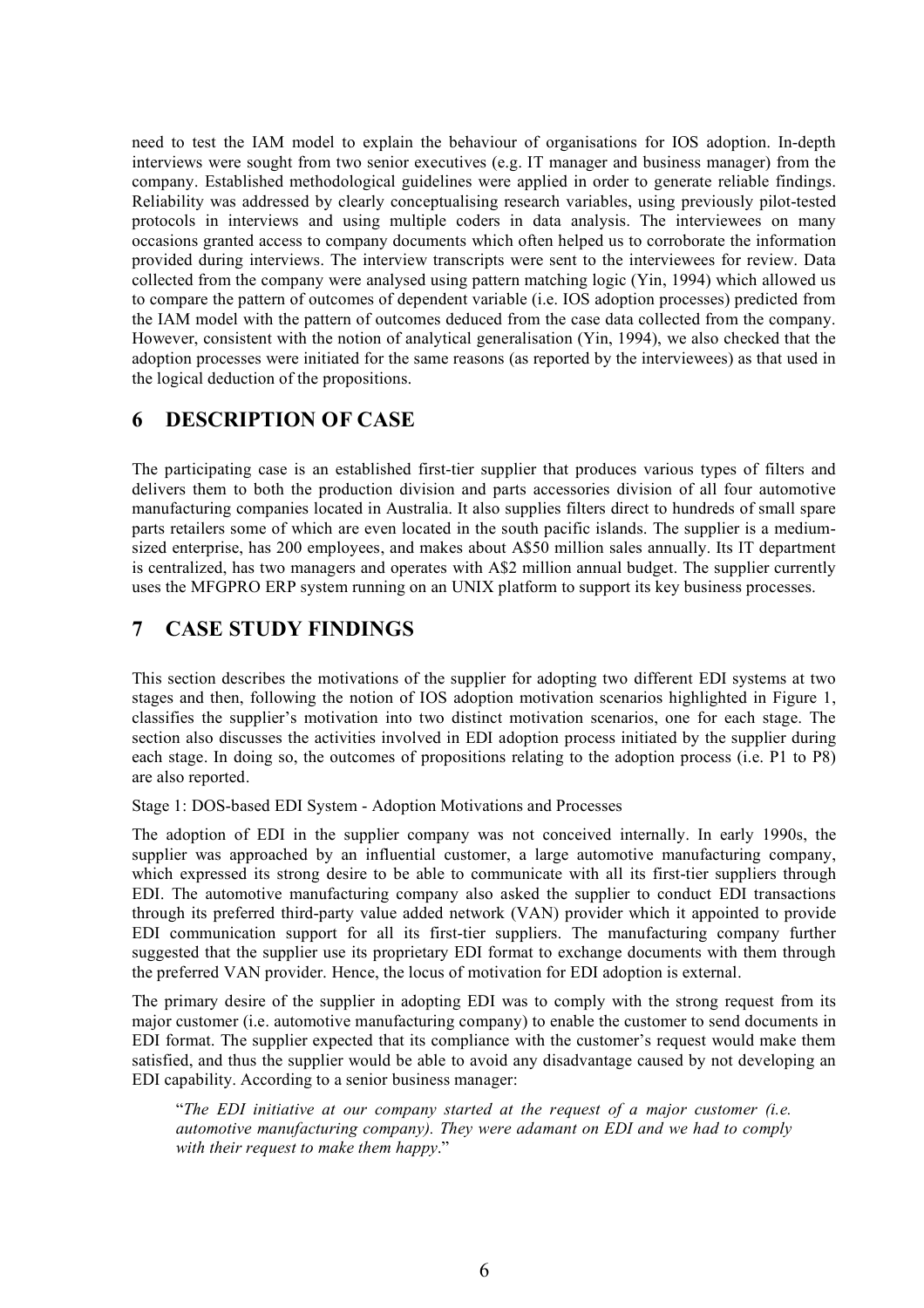need to test the IAM model to explain the behaviour of organisations for IOS adoption. In-depth interviews were sought from two senior executives (e.g. IT manager and business manager) from the company. Established methodological guidelines were applied in order to generate reliable findings. Reliability was addressed by clearly conceptualising research variables, using previously pilot-tested protocols in interviews and using multiple coders in data analysis. The interviewees on many occasions granted access to company documents which often helped us to corroborate the information provided during interviews. The interview transcripts were sent to the interviewees for review. Data collected from the company were analysed using pattern matching logic (Yin, 1994) which allowed us to compare the pattern of outcomes of dependent variable (i.e. IOS adoption processes) predicted from the IAM model with the pattern of outcomes deduced from the case data collected from the company. However, consistent with the notion of analytical generalisation (Yin, 1994), we also checked that the adoption processes were initiated for the same reasons (as reported by the interviewees) as that used in the logical deduction of the propositions.

# 6 DESCRIPTION OF CASE

The participating case is an established first-tier supplier that produces various types of filters and delivers them to both the production division and parts accessories division of all four automotive manufacturing companies located in Australia. It also supplies filters direct to hundreds of small spare parts retailers some of which are even located in the south pacific islands. The supplier is a medium-sized enterprise, has 200 employees, and makes about A$50 million sales annually. Its IT department is centralized, has two managers and operates with A$2 million annual budget. The supplier currently uses the MFGPRO ERP system running on an UNIX platform to support its key business processes.

# 7 CASE STUDY FINDINGS

This section describes the motivations of the supplier for adopting two different EDI systems at two stages and then, following the notion of IOS adoption motivation scenarios highlighted in Figure 1, classifies the supplier's motivation into two distinct motivation scenarios, one for each stage. The section also discusses the activities involved in EDI adoption process initiated by the supplier during each stage. In doing so, the outcomes of propositions relating to the adoption process (i.e. P1 to P8) are also reported.

Stage 1: DOS-based EDI System - Adoption Motivations and Processes

The adoption of EDI in the supplier company was not conceived internally. In early 1990s, the supplier was approached by an influential customer, a large automotive manufacturing company, which expressed its strong desire to be able to communicate with all its first-tier suppliers through EDI. The automotive manufacturing company also asked the supplier to conduct EDI transactions through its preferred third-party value added network (VAN) provider which it appointed to provide EDI communication support for all its first-tier suppliers. The manufacturing company further suggested that the supplier use its proprietary EDI format to exchange documents with them through the preferred VAN provider. Hence, the locus of motivation for EDI adoption is external.

The primary desire of the supplier in adopting EDI was to comply with the strong request from its major customer (i.e. automotive manufacturing company) to enable the customer to send documents in EDI format. The supplier expected that its compliance with the customer's request would make them satisfied, and thus the supplier would be able to avoid any disadvantage caused by not developing an EDI capability. According to a senior business manager:

> "*The EDI initiative at our company started at the request of a major customer (i.e. automotive manufacturing company). They were adamant on EDI and we had to comply with their request to make them happy*."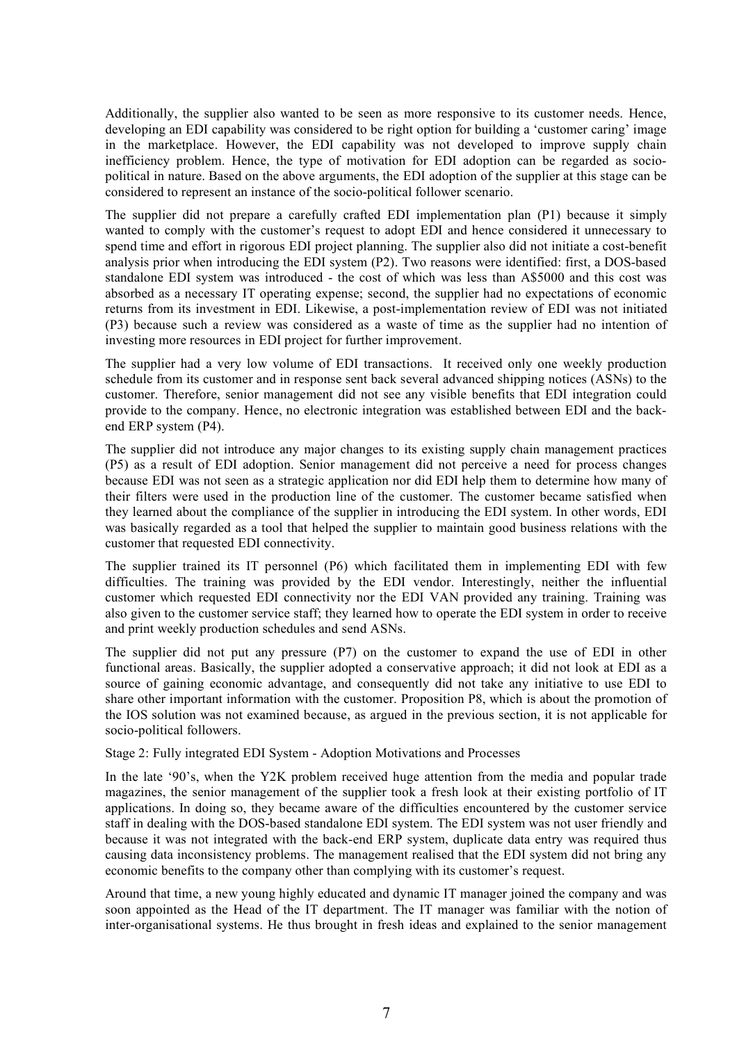Additionally, the supplier also wanted to be seen as more responsive to its customer needs. Hence, developing an EDI capability was considered to be right option for building a 'customer caring' image in the marketplace. However, the EDI capability was not developed to improve supply chain inefficiency problem. Hence, the type of motivation for EDI adoption can be regarded as socio-political in nature. Based on the above arguments, the EDI adoption of the supplier at this stage can be considered to represent an instance of the socio-political follower scenario.

The supplier did not prepare a carefully crafted EDI implementation plan (P1) because it simply wanted to comply with the customer's request to adopt EDI and hence considered it unnecessary to spend time and effort in rigorous EDI project planning. The supplier also did not initiate a cost-benefit analysis prior when introducing the EDI system (P2). Two reasons were identified: first, a DOS-based standalone EDI system was introduced - the cost of which was less than A$5000 and this cost was absorbed as a necessary IT operating expense; second, the supplier had no expectations of economic returns from its investment in EDI. Likewise, a post-implementation review of EDI was not initiated (P3) because such a review was considered as a waste of time as the supplier had no intention of investing more resources in EDI project for further improvement.

The supplier had a very low volume of EDI transactions. It received only one weekly production schedule from its customer and in response sent back several advanced shipping notices (ASNs) to the customer. Therefore, senior management did not see any visible benefits that EDI integration could provide to the company. Hence, no electronic integration was established between EDI and the back-end ERP system (P4).

The supplier did not introduce any major changes to its existing supply chain management practices (P5) as a result of EDI adoption. Senior management did not perceive a need for process changes because EDI was not seen as a strategic application nor did EDI help them to determine how many of their filters were used in the production line of the customer. The customer became satisfied when they learned about the compliance of the supplier in introducing the EDI system. In other words, EDI was basically regarded as a tool that helped the supplier to maintain good business relations with the customer that requested EDI connectivity.

The supplier trained its IT personnel (P6) which facilitated them in implementing EDI with few difficulties. The training was provided by the EDI vendor. Interestingly, neither the influential customer which requested EDI connectivity nor the EDI VAN provided any training. Training was also given to the customer service staff; they learned how to operate the EDI system in order to receive and print weekly production schedules and send ASNs.

The supplier did not put any pressure (P7) on the customer to expand the use of EDI in other functional areas. Basically, the supplier adopted a conservative approach; it did not look at EDI as a source of gaining economic advantage, and consequently did not take any initiative to use EDI to share other important information with the customer. Proposition P8, which is about the promotion of the IOS solution was not examined because, as argued in the previous section, it is not applicable for socio-political followers.

Stage 2: Fully integrated EDI System - Adoption Motivations and Processes

In the late '90's, when the Y2K problem received huge attention from the media and popular trade magazines, the senior management of the supplier took a fresh look at their existing portfolio of IT applications. In doing so, they became aware of the difficulties encountered by the customer service staff in dealing with the DOS-based standalone EDI system. The EDI system was not user friendly and because it was not integrated with the back-end ERP system, duplicate data entry was required thus causing data inconsistency problems. The management realised that the EDI system did not bring any economic benefits to the company other than complying with its customer's request.

Around that time, a new young highly educated and dynamic IT manager joined the company and was soon appointed as the Head of the IT department. The IT manager was familiar with the notion of inter-organisational systems. He thus brought in fresh ideas and explained to the senior management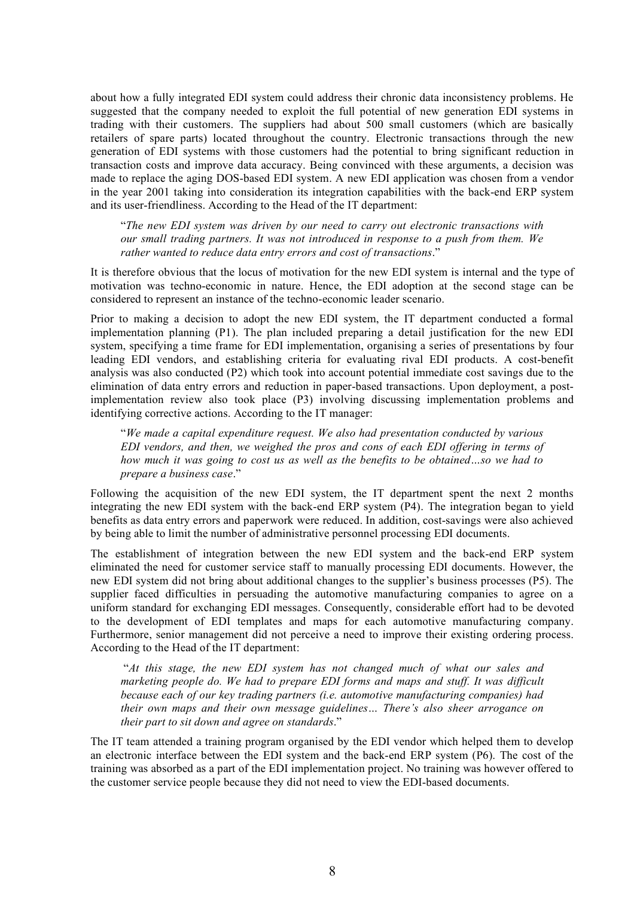about how a fully integrated EDI system could address their chronic data inconsistency problems. He suggested that the company needed to exploit the full potential of new generation EDI systems in trading with their customers. The suppliers had about 500 small customers (which are basically retailers of spare parts) located throughout the country. Electronic transactions through the new generation of EDI systems with those customers had the potential to bring significant reduction in transaction costs and improve data accuracy. Being convinced with these arguments, a decision was made to replace the aging DOS-based EDI system. A new EDI application was chosen from a vendor in the year 2001 taking into consideration its integration capabilities with the back-end ERP system and its user-friendliness. According to the Head of the IT department:

> "*The new EDI system was driven by our need to carry out electronic transactions with our small trading partners. It was not introduced in response to a push from them. We rather wanted to reduce data entry errors and cost of transactions*."

It is therefore obvious that the locus of motivation for the new EDI system is internal and the type of motivation was techno-economic in nature. Hence, the EDI adoption at the second stage can be considered to represent an instance of the techno-economic leader scenario.

Prior to making a decision to adopt the new EDI system, the IT department conducted a formal implementation planning (P1). The plan included preparing a detail justification for the new EDI system, specifying a time frame for EDI implementation, organising a series of presentations by four leading EDI vendors, and establishing criteria for evaluating rival EDI products. A cost-benefit analysis was also conducted (P2) which took into account potential immediate cost savings due to the elimination of data entry errors and reduction in paper-based transactions. Upon deployment, a post-implementation review also took place (P3) involving discussing implementation problems and identifying corrective actions. According to the IT manager:

> "*We made a capital expenditure request. We also had presentation conducted by various EDI vendors, and then, we weighed the pros and cons of each EDI offering in terms of how much it was going to cost us as well as the benefits to be obtained…so we had to prepare a business case*."

Following the acquisition of the new EDI system, the IT department spent the next 2 months integrating the new EDI system with the back-end ERP system (P4). The integration began to yield benefits as data entry errors and paperwork were reduced. In addition, cost-savings were also achieved by being able to limit the number of administrative personnel processing EDI documents.

The establishment of integration between the new EDI system and the back-end ERP system eliminated the need for customer service staff to manually processing EDI documents. However, the new EDI system did not bring about additional changes to the supplier's business processes (P5). The supplier faced difficulties in persuading the automotive manufacturing companies to agree on a uniform standard for exchanging EDI messages. Consequently, considerable effort had to be devoted to the development of EDI templates and maps for each automotive manufacturing company. Furthermore, senior management did not perceive a need to improve their existing ordering process. According to the Head of the IT department:

> "*At this stage, the new EDI system has not changed much of what our sales and marketing people do. We had to prepare EDI forms and maps and stuff. It was difficult because each of our key trading partners (i.e. automotive manufacturing companies) had their own maps and their own message guidelines… There's also sheer arrogance on their part to sit down and agree on standards*."

The IT team attended a training program organised by the EDI vendor which helped them to develop an electronic interface between the EDI system and the back-end ERP system (P6). The cost of the training was absorbed as a part of the EDI implementation project. No training was however offered to the customer service people because they did not need to view the EDI-based documents.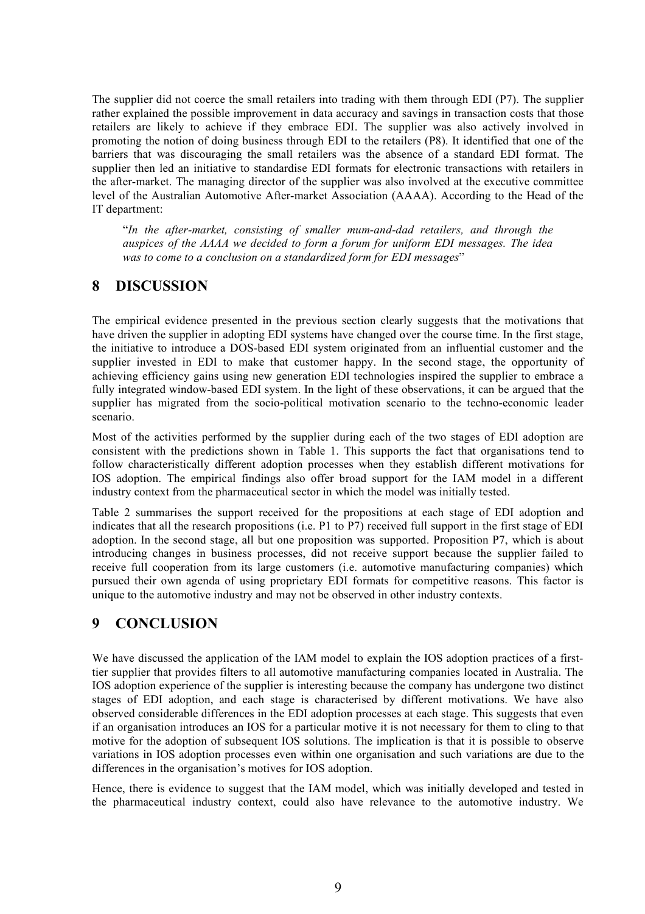The supplier did not coerce the small retailers into trading with them through EDI (P7). The supplier rather explained the possible improvement in data accuracy and savings in transaction costs that those retailers are likely to achieve if they embrace EDI. The supplier was also actively involved in promoting the notion of doing business through EDI to the retailers (P8). It identified that one of the barriers that was discouraging the small retailers was the absence of a standard EDI format. The supplier then led an initiative to standardise EDI formats for electronic transactions with retailers in the after-market. The managing director of the supplier was also involved at the executive committee level of the Australian Automotive After-market Association (AAAA). According to the Head of the IT department:

> "*In the after-market, consisting of smaller mum-and-dad retailers, and through the auspices of the AAAA we decided to form a forum for uniform EDI messages. The idea was to come to a conclusion on a standardized form for EDI messages*"

# 8 DISCUSSION

The empirical evidence presented in the previous section clearly suggests that the motivations that have driven the supplier in adopting EDI systems have changed over the course time. In the first stage, the initiative to introduce a DOS-based EDI system originated from an influential customer and the supplier invested in EDI to make that customer happy. In the second stage, the opportunity of achieving efficiency gains using new generation EDI technologies inspired the supplier to embrace a fully integrated window-based EDI system. In the light of these observations, it can be argued that the supplier has migrated from the socio-political motivation scenario to the techno-economic leader scenario.

Most of the activities performed by the supplier during each of the two stages of EDI adoption are consistent with the predictions shown in Table 1. This supports the fact that organisations tend to follow characteristically different adoption processes when they establish different motivations for IOS adoption. The empirical findings also offer broad support for the IAM model in a different industry context from the pharmaceutical sector in which the model was initially tested.

Table 2 summarises the support received for the propositions at each stage of EDI adoption and indicates that all the research propositions (i.e. P1 to P7) received full support in the first stage of EDI adoption. In the second stage, all but one proposition was supported. Proposition P7, which is about introducing changes in business processes, did not receive support because the supplier failed to receive full cooperation from its large customers (i.e. automotive manufacturing companies) which pursued their own agenda of using proprietary EDI formats for competitive reasons. This factor is unique to the automotive industry and may not be observed in other industry contexts.

# 9 CONCLUSION

We have discussed the application of the IAM model to explain the IOS adoption practices of a first-tier supplier that provides filters to all automotive manufacturing companies located in Australia. The IOS adoption experience of the supplier is interesting because the company has undergone two distinct stages of EDI adoption, and each stage is characterised by different motivations. We have also observed considerable differences in the EDI adoption processes at each stage. This suggests that even if an organisation introduces an IOS for a particular motive it is not necessary for them to cling to that motive for the adoption of subsequent IOS solutions. The implication is that it is possible to observe variations in IOS adoption processes even within one organisation and such variations are due to the differences in the organisation's motives for IOS adoption.

Hence, there is evidence to suggest that the IAM model, which was initially developed and tested in the pharmaceutical industry context, could also have relevance to the automotive industry. We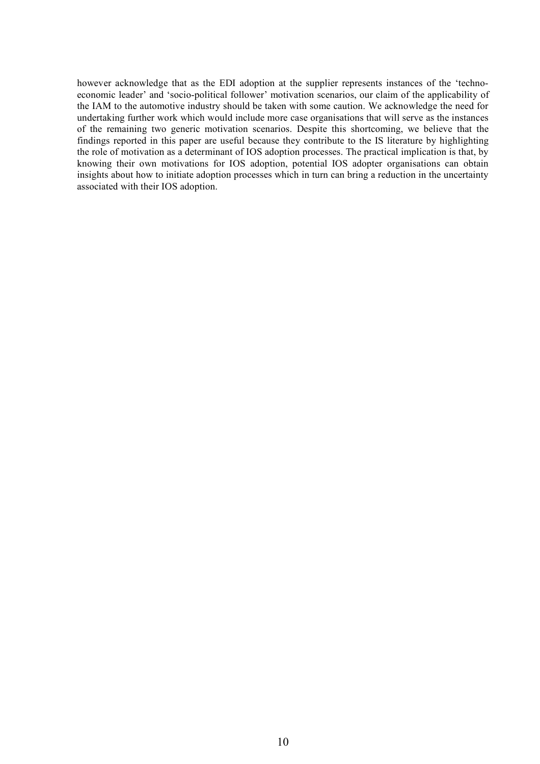however acknowledge that as the EDI adoption at the supplier represents instances of the 'techno-economic leader' and 'socio-political follower' motivation scenarios, our claim of the applicability of the IAM to the automotive industry should be taken with some caution. We acknowledge the need for undertaking further work which would include more case organisations that will serve as the instances of the remaining two generic motivation scenarios. Despite this shortcoming, we believe that the findings reported in this paper are useful because they contribute to the IS literature by highlighting the role of motivation as a determinant of IOS adoption processes. The practical implication is that, by knowing their own motivations for IOS adoption, potential IOS adopter organisations can obtain insights about how to initiate adoption processes which in turn can bring a reduction in the uncertainty associated with their IOS adoption.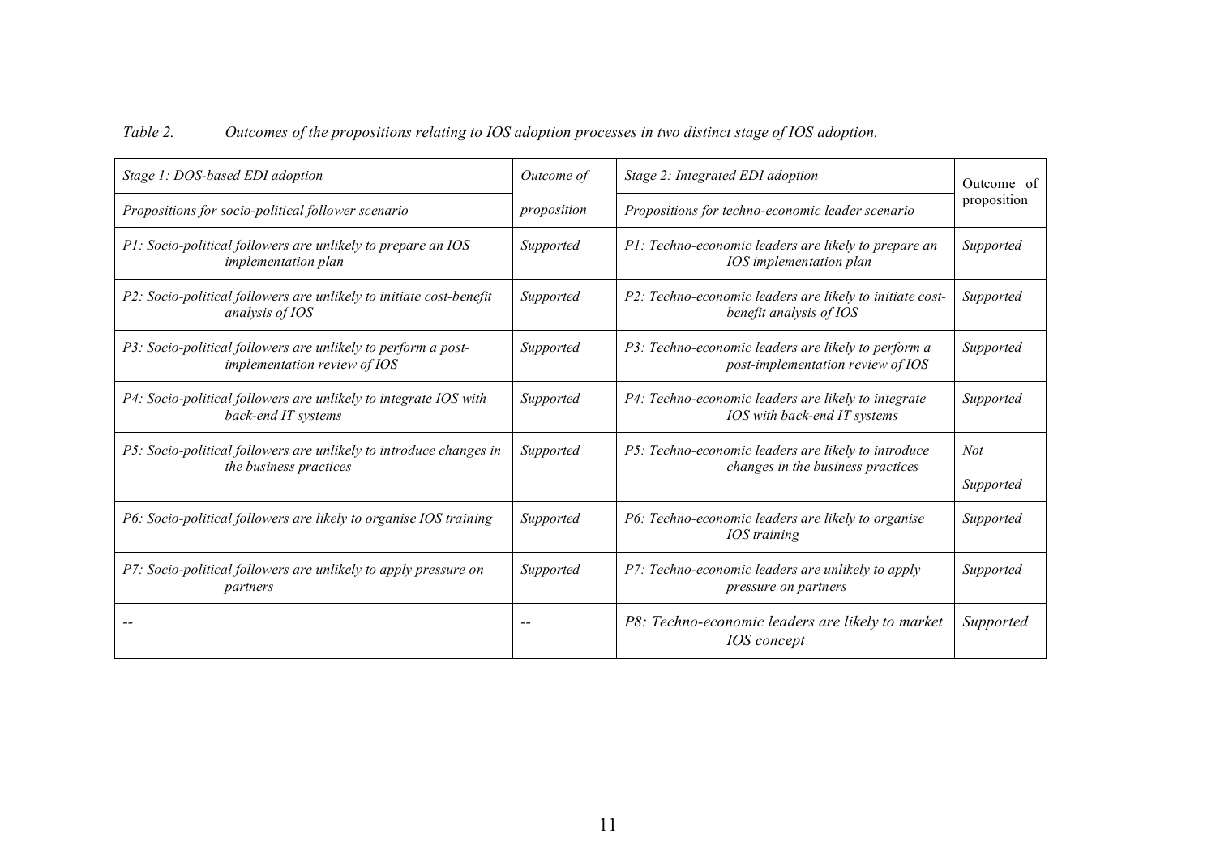*Table 2. Outcomes of the propositions relating to IOS adoption processes in two distinct stage of IOS adoption.*

| *Stage 1: DOS-based EDI adoption* | *Outcome of* | *Stage 2: Integrated EDI adoption* | Outcome of |
|---|---|---|---|
| *Propositions for socio-political follower scenario* | *proposition* | *Propositions for techno-economic leader scenario* | proposition |
| *P1: Socio-political followers are unlikely to prepare an IOS implementation plan* | *Supported* | *P1: Techno-economic leaders are likely to prepare an IOS implementation plan* | *Supported* |
| *P2: Socio-political followers are unlikely to initiate cost-benefit analysis of IOS* | *Supported* | *P2: Techno-economic leaders are likely to initiate cost-benefit analysis of IOS* | *Supported* |
| *P3: Socio-political followers are unlikely to perform a post-implementation review of IOS* | *Supported* | *P3: Techno-economic leaders are likely to perform a post-implementation review of IOS* | *Supported* |
| *P4: Socio-political followers are unlikely to integrate IOS with back-end IT systems* | *Supported* | *P4: Techno-economic leaders are likely to integrate IOS with back-end IT systems* | *Supported* |
| *P5: Socio-political followers are unlikely to introduce changes in the business practices* | *Supported* | *P5: Techno-economic leaders are likely to introduce changes in the business practices* | *Not Supported* |
| *P6: Socio-political followers are likely to organise IOS training* | *Supported* | *P6: Techno-economic leaders are likely to organise IOS training* | *Supported* |
| *P7: Socio-political followers are unlikely to apply pressure on partners* | *Supported* | *P7: Techno-economic leaders are unlikely to apply pressure on partners* | *Supported* |
| -- | -- | *P8: Techno-economic leaders are likely to market IOS concept* | *Supported* |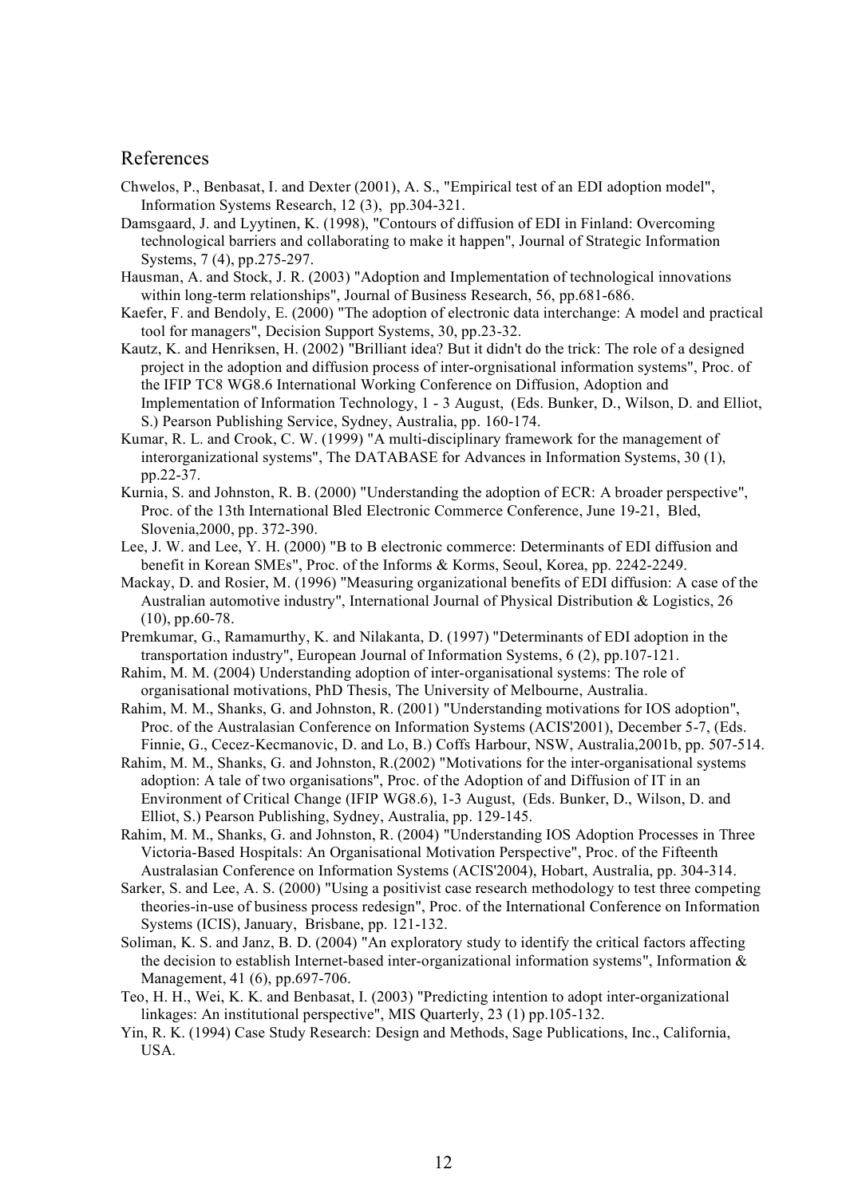## References

Chwelos, P., Benbasat, I. and Dexter (2001), A. S., "Empirical test of an EDI adoption model", Information Systems Research, 12 (3), pp.304-321.

Damsgaard, J. and Lyytinen, K. (1998), "Contours of diffusion of EDI in Finland: Overcoming technological barriers and collaborating to make it happen", Journal of Strategic Information Systems, 7 (4), pp.275-297.

Hausman, A. and Stock, J. R. (2003) "Adoption and Implementation of technological innovations within long-term relationships", Journal of Business Research, 56, pp.681-686.

Kaefer, F. and Bendoly, E. (2000) "The adoption of electronic data interchange: A model and practical tool for managers", Decision Support Systems, 30, pp.23-32.

Kautz, K. and Henriksen, H. (2002) "Brilliant idea? But it didn't do the trick: The role of a designed project in the adoption and diffusion process of inter-orgnisational information systems", Proc. of the IFIP TC8 WG8.6 International Working Conference on Diffusion, Adoption and Implementation of Information Technology, 1 - 3 August, (Eds. Bunker, D., Wilson, D. and Elliot, S.) Pearson Publishing Service, Sydney, Australia, pp. 160-174.

Kumar, R. L. and Crook, C. W. (1999) "A multi-disciplinary framework for the management of interorganizational systems", The DATABASE for Advances in Information Systems, 30 (1), pp.22-37.

Kurnia, S. and Johnston, R. B. (2000) "Understanding the adoption of ECR: A broader perspective", Proc. of the 13th International Bled Electronic Commerce Conference, June 19-21, Bled, Slovenia,2000, pp. 372-390.

Lee, J. W. and Lee, Y. H. (2000) "B to B electronic commerce: Determinants of EDI diffusion and benefit in Korean SMEs", Proc. of the Informs & Korms, Seoul, Korea, pp. 2242-2249.

Mackay, D. and Rosier, M. (1996) "Measuring organizational benefits of EDI diffusion: A case of the Australian automotive industry", International Journal of Physical Distribution & Logistics, 26 (10), pp.60-78.

Premkumar, G., Ramamurthy, K. and Nilakanta, D. (1997) "Determinants of EDI adoption in the transportation industry", European Journal of Information Systems, 6 (2), pp.107-121.

Rahim, M. M. (2004) Understanding adoption of inter-organisational systems: The role of organisational motivations, PhD Thesis, The University of Melbourne, Australia.

Rahim, M. M., Shanks, G. and Johnston, R. (2001) "Understanding motivations for IOS adoption", Proc. of the Australasian Conference on Information Systems (ACIS'2001), December 5-7, (Eds. Finnie, G., Cecez-Kecmanovic, D. and Lo, B.) Coffs Harbour, NSW, Australia,2001b, pp. 507-514.

Rahim, M. M., Shanks, G. and Johnston, R.(2002) "Motivations for the inter-organisational systems adoption: A tale of two organisations", Proc. of the Adoption of and Diffusion of IT in an Environment of Critical Change (IFIP WG8.6), 1-3 August, (Eds. Bunker, D., Wilson, D. and Elliot, S.) Pearson Publishing, Sydney, Australia, pp. 129-145.

Rahim, M. M., Shanks, G. and Johnston, R. (2004) "Understanding IOS Adoption Processes in Three Victoria-Based Hospitals: An Organisational Motivation Perspective", Proc. of the Fifteenth Australasian Conference on Information Systems (ACIS'2004), Hobart, Australia, pp. 304-314.

Sarker, S. and Lee, A. S. (2000) "Using a positivist case research methodology to test three competing theories-in-use of business process redesign", Proc. of the International Conference on Information Systems (ICIS), January, Brisbane, pp. 121-132.

Soliman, K. S. and Janz, B. D. (2004) "An exploratory study to identify the critical factors affecting the decision to establish Internet-based inter-organizational information systems", Information & Management, 41 (6), pp.697-706.

Teo, H. H., Wei, K. K. and Benbasat, I. (2003) "Predicting intention to adopt inter-organizational linkages: An institutional perspective", MIS Quarterly, 23 (1) pp.105-132.

Yin, R. K. (1994) Case Study Research: Design and Methods, Sage Publications, Inc., California, USA.